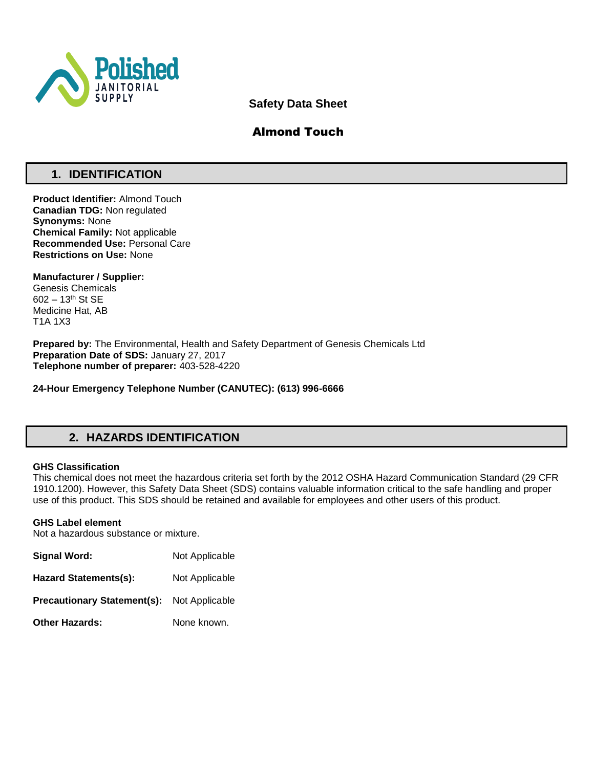Polished JANITORIAL SUPPLY

# Safety Data Sheet

# Almond Touch

## 1. IDENTIFICATION

**Product Identifier:** Almond Touch
**Canadian TDG:** Non regulated
**Synonyms:** None
**Chemical Family:** Not applicable
**Recommended Use:** Personal Care
**Restrictions on Use:** None

**Manufacturer / Supplier:**
Genesis Chemicals
602 – 13th St SE
Medicine Hat, AB
T1A 1X3

**Prepared by:** The Environmental, Health and Safety Department of Genesis Chemicals Ltd
**Preparation Date of SDS:** January 27, 2017
**Telephone number of preparer:** 403-528-4220

**24-Hour Emergency Telephone Number (CANUTEC): (613) 996-6666**

## 2. HAZARDS IDENTIFICATION

**GHS Classification**
This chemical does not meet the hazardous criteria set forth by the 2012 OSHA Hazard Communication Standard (29 CFR 1910.1200). However, this Safety Data Sheet (SDS) contains valuable information critical to the safe handling and proper use of this product. This SDS should be retained and available for employees and other users of this product.

**GHS Label element**
Not a hazardous substance or mixture.

**Signal Word:** Not Applicable

**Hazard Statements(s):** Not Applicable

**Precautionary Statement(s):** Not Applicable

**Other Hazards:** None known.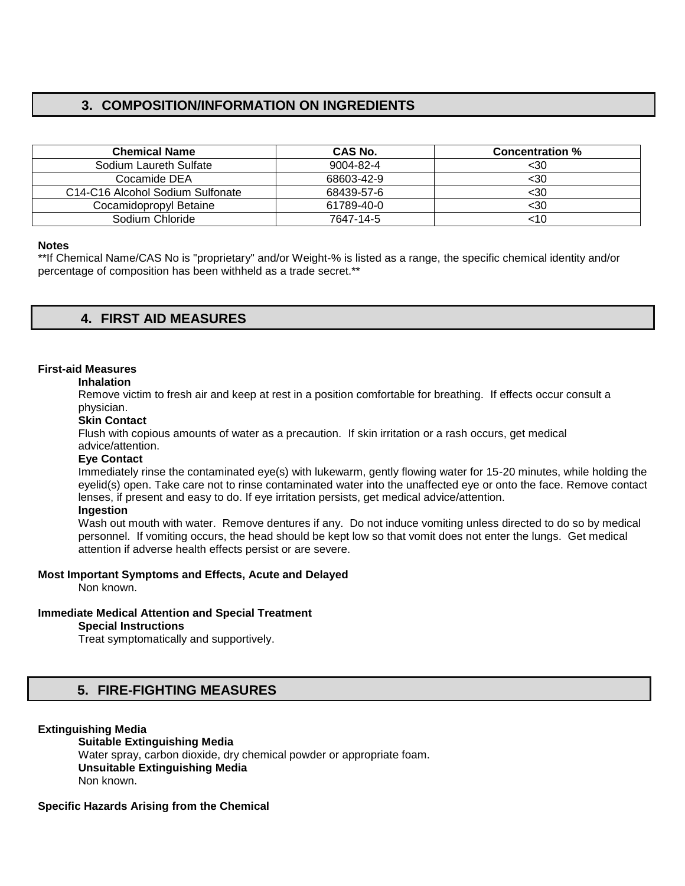## 3. COMPOSITION/INFORMATION ON INGREDIENTS

| Chemical Name | CAS No. | Concentration % |
|---|---|---|
| Sodium Laureth Sulfate | 9004-82-4 | <30 |
| Cocamide DEA | 68603-42-9 | <30 |
| C14-C16 Alcohol Sodium Sulfonate | 68439-57-6 | <30 |
| Cocamidopropyl Betaine | 61789-40-0 | <30 |
| Sodium Chloride | 7647-14-5 | <10 |

**Notes**

**If Chemical Name/CAS No is "proprietary" and/or Weight-% is listed as a range, the specific chemical identity and/or percentage of composition has been withheld as a trade secret.**

## 4. FIRST AID MEASURES

**First-aid Measures**

**Inhalation**

Remove victim to fresh air and keep at rest in a position comfortable for breathing. If effects occur consult a physician.

**Skin Contact**

Flush with copious amounts of water as a precaution. If skin irritation or a rash occurs, get medical advice/attention.

**Eye Contact**

Immediately rinse the contaminated eye(s) with lukewarm, gently flowing water for 15-20 minutes, while holding the eyelid(s) open. Take care not to rinse contaminated water into the unaffected eye or onto the face. Remove contact lenses, if present and easy to do. If eye irritation persists, get medical advice/attention.

**Ingestion**

Wash out mouth with water. Remove dentures if any. Do not induce vomiting unless directed to do so by medical personnel. If vomiting occurs, the head should be kept low so that vomit does not enter the lungs. Get medical attention if adverse health effects persist or are severe.

**Most Important Symptoms and Effects, Acute and Delayed**

Non known.

**Immediate Medical Attention and Special Treatment**

**Special Instructions**

Treat symptomatically and supportively.

## 5. FIRE-FIGHTING MEASURES

**Extinguishing Media**

**Suitable Extinguishing Media**

Water spray, carbon dioxide, dry chemical powder or appropriate foam.

**Unsuitable Extinguishing Media**

Non known.

**Specific Hazards Arising from the Chemical**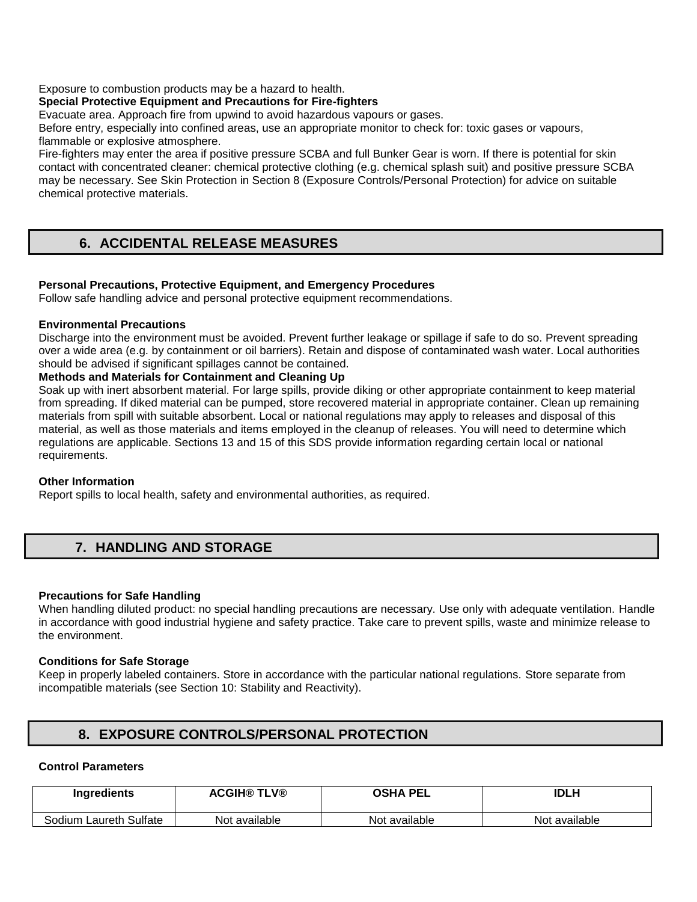Exposure to combustion products may be a hazard to health.

**Special Protective Equipment and Precautions for Fire-fighters**

Evacuate area. Approach fire from upwind to avoid hazardous vapours or gases.

Before entry, especially into confined areas, use an appropriate monitor to check for: toxic gases or vapours, flammable or explosive atmosphere.

Fire-fighters may enter the area if positive pressure SCBA and full Bunker Gear is worn. If there is potential for skin contact with concentrated cleaner: chemical protective clothing (e.g. chemical splash suit) and positive pressure SCBA may be necessary. See Skin Protection in Section 8 (Exposure Controls/Personal Protection) for advice on suitable chemical protective materials.

## 6. ACCIDENTAL RELEASE MEASURES

**Personal Precautions, Protective Equipment, and Emergency Procedures**

Follow safe handling advice and personal protective equipment recommendations.

**Environmental Precautions**

Discharge into the environment must be avoided. Prevent further leakage or spillage if safe to do so. Prevent spreading over a wide area (e.g. by containment or oil barriers). Retain and dispose of contaminated wash water. Local authorities should be advised if significant spillages cannot be contained.

**Methods and Materials for Containment and Cleaning Up**

Soak up with inert absorbent material. For large spills, provide diking or other appropriate containment to keep material from spreading. If diked material can be pumped, store recovered material in appropriate container. Clean up remaining materials from spill with suitable absorbent. Local or national regulations may apply to releases and disposal of this material, as well as those materials and items employed in the cleanup of releases. You will need to determine which regulations are applicable. Sections 13 and 15 of this SDS provide information regarding certain local or national requirements.

**Other Information**

Report spills to local health, safety and environmental authorities, as required.

## 7. HANDLING AND STORAGE

**Precautions for Safe Handling**

When handling diluted product: no special handling precautions are necessary. Use only with adequate ventilation. Handle in accordance with good industrial hygiene and safety practice. Take care to prevent spills, waste and minimize release to the environment.

**Conditions for Safe Storage**

Keep in properly labeled containers. Store in accordance with the particular national regulations. Store separate from incompatible materials (see Section 10: Stability and Reactivity).

## 8. EXPOSURE CONTROLS/PERSONAL PROTECTION

**Control Parameters**

| Ingredients | ACGIH® TLV® | OSHA PEL | IDLH |
|---|---|---|---|
| Sodium Laureth Sulfate | Not available | Not available | Not available |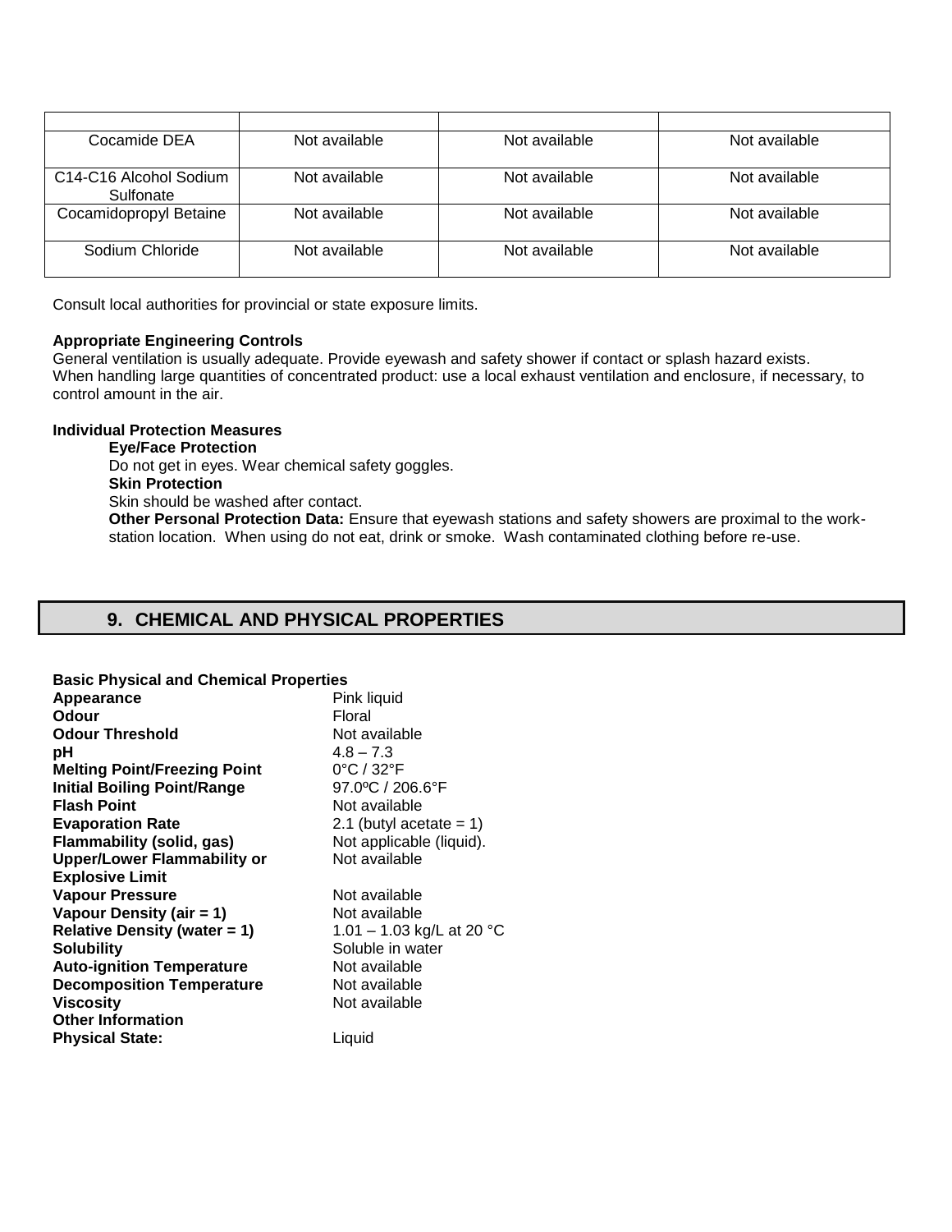| | | | |
|---|---|---|---|
| Cocamide DEA | Not available | Not available | Not available |
| C14-C16 Alcohol Sodium Sulfonate | Not available | Not available | Not available |
| Cocamidopropyl Betaine | Not available | Not available | Not available |
| Sodium Chloride | Not available | Not available | Not available |

Consult local authorities for provincial or state exposure limits.

**Appropriate Engineering Controls**
General ventilation is usually adequate. Provide eyewash and safety shower if contact or splash hazard exists.
When handling large quantities of concentrated product: use a local exhaust ventilation and enclosure, if necessary, to control amount in the air.

**Individual Protection Measures**

**Eye/Face Protection**
Do not get in eyes. Wear chemical safety goggles.

**Skin Protection**
Skin should be washed after contact.

**Other Personal Protection Data:** Ensure that eyewash stations and safety showers are proximal to the work-station location. When using do not eat, drink or smoke. Wash contaminated clothing before re-use.

## 9. CHEMICAL AND PHYSICAL PROPERTIES

**Basic Physical and Chemical Properties**

| | |
|---|---|
| **Appearance** | Pink liquid |
| **Odour** | Floral |
| **Odour Threshold** | Not available |
| **pH** | 4.8 – 7.3 |
| **Melting Point/Freezing Point** | 0°C / 32°F |
| **Initial Boiling Point/Range** | 97.0ºC / 206.6°F |
| **Flash Point** | Not available |
| **Evaporation Rate** | 2.1 (butyl acetate = 1) |
| **Flammability (solid, gas)** | Not applicable (liquid). |
| **Upper/Lower Flammability or Explosive Limit** | Not available |
| **Vapour Pressure** | Not available |
| **Vapour Density (air = 1)** | Not available |
| **Relative Density (water = 1)** | 1.01 – 1.03 kg/L at 20 °C |
| **Solubility** | Soluble in water |
| **Auto-ignition Temperature** | Not available |
| **Decomposition Temperature** | Not available |
| **Viscosity** | Not available |
| **Other Information** | |
| **Physical State:** | Liquid |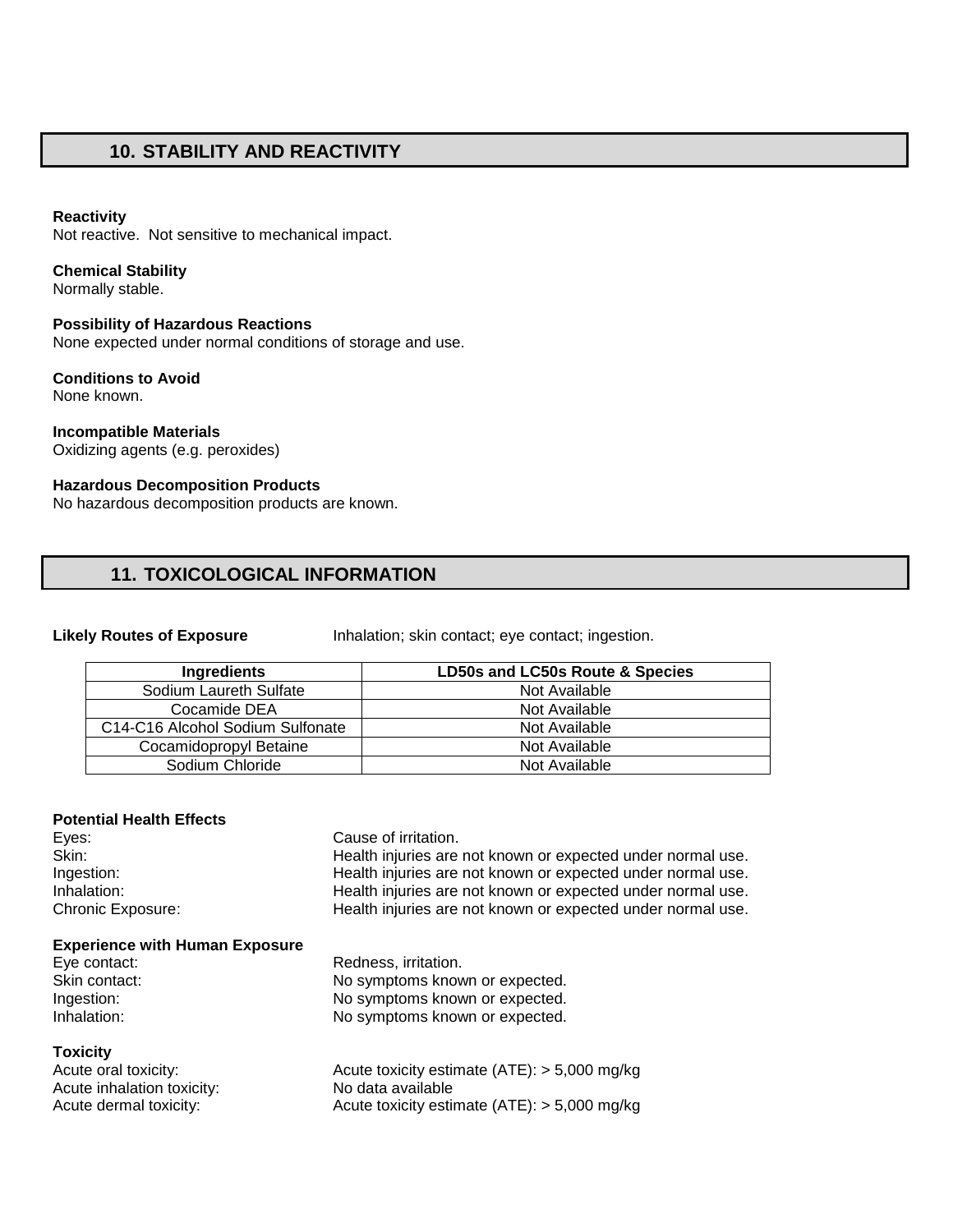## 10. STABILITY AND REACTIVITY

**Reactivity**
Not reactive. Not sensitive to mechanical impact.

**Chemical Stability**
Normally stable.

**Possibility of Hazardous Reactions**
None expected under normal conditions of storage and use.

**Conditions to Avoid**
None known.

**Incompatible Materials**
Oxidizing agents (e.g. peroxides)

**Hazardous Decomposition Products**
No hazardous decomposition products are known.

## 11. TOXICOLOGICAL INFORMATION

**Likely Routes of Exposure** Inhalation; skin contact; eye contact; ingestion.

| Ingredients | LD50s and LC50s Route & Species |
|---|---|
| Sodium Laureth Sulfate | Not Available |
| Cocamide DEA | Not Available |
| C14-C16 Alcohol Sodium Sulfonate | Not Available |
| Cocamidopropyl Betaine | Not Available |
| Sodium Chloride | Not Available |

**Potential Health Effects**

Eyes: Cause of irritation.
Skin: Health injuries are not known or expected under normal use.
Ingestion: Health injuries are not known or expected under normal use.
Inhalation: Health injuries are not known or expected under normal use.
Chronic Exposure: Health injuries are not known or expected under normal use.

**Experience with Human Exposure**

Eye contact: Redness, irritation.
Skin contact: No symptoms known or expected.
Ingestion: No symptoms known or expected.
Inhalation: No symptoms known or expected.

**Toxicity**

Acute oral toxicity: Acute toxicity estimate (ATE): > 5,000 mg/kg
Acute inhalation toxicity: No data available
Acute dermal toxicity: Acute toxicity estimate (ATE): > 5,000 mg/kg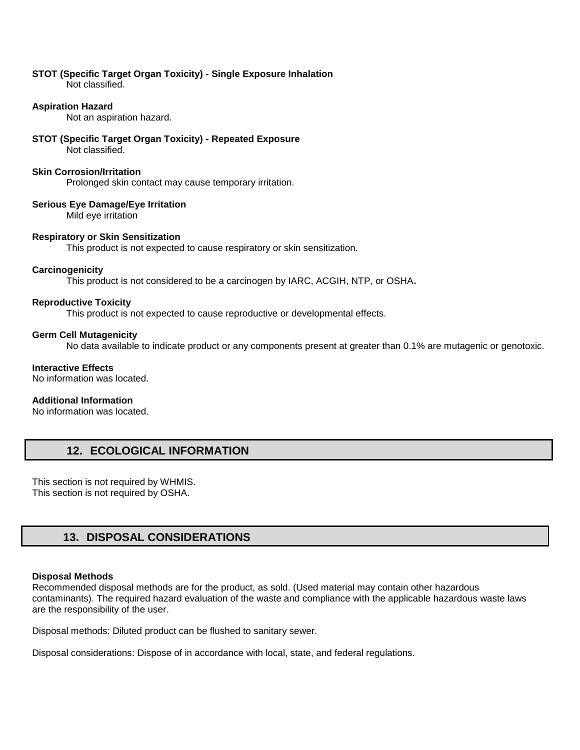**STOT (Specific Target Organ Toxicity) - Single Exposure Inhalation**

Not classified.

**Aspiration Hazard**

Not an aspiration hazard.

**STOT (Specific Target Organ Toxicity) - Repeated Exposure**

Not classified.

**Skin Corrosion/Irritation**

Prolonged skin contact may cause temporary irritation.

**Serious Eye Damage/Eye Irritation**

Mild eye irritation

**Respiratory or Skin Sensitization**

This product is not expected to cause respiratory or skin sensitization.

**Carcinogenicity**

This product is not considered to be a carcinogen by IARC, ACGIH, NTP, or OSHA**.**

**Reproductive Toxicity**

This product is not expected to cause reproductive or developmental effects.

**Germ Cell Mutagenicity**

No data available to indicate product or any components present at greater than 0.1% are mutagenic or genotoxic.

**Interactive Effects**

No information was located.

**Additional Information**

No information was located.

## 12. ECOLOGICAL INFORMATION

This section is not required by WHMIS.
This section is not required by OSHA.

## 13. DISPOSAL CONSIDERATIONS

**Disposal Methods**

Recommended disposal methods are for the product, as sold. (Used material may contain other hazardous contaminants). The required hazard evaluation of the waste and compliance with the applicable hazardous waste laws are the responsibility of the user.

Disposal methods: Diluted product can be flushed to sanitary sewer.

Disposal considerations: Dispose of in accordance with local, state, and federal regulations.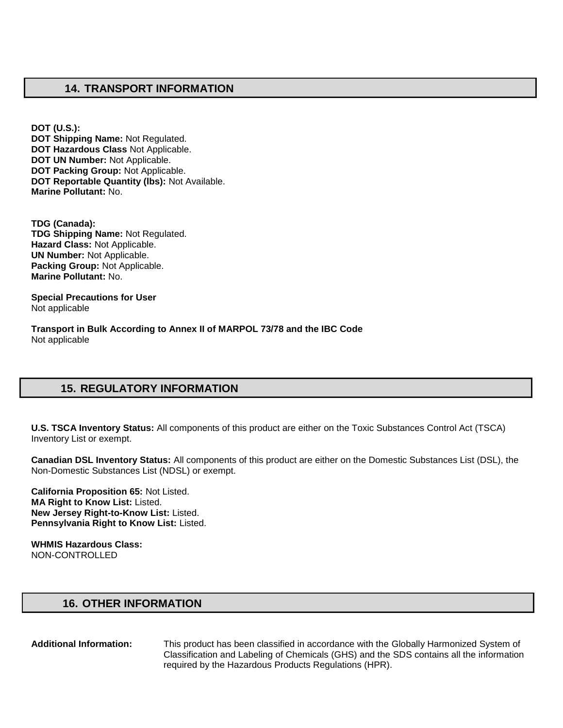## 14. TRANSPORT INFORMATION

**DOT (U.S.):**
**DOT Shipping Name:** Not Regulated.
**DOT Hazardous Class** Not Applicable.
**DOT UN Number:** Not Applicable.
**DOT Packing Group:** Not Applicable.
**DOT Reportable Quantity (lbs):** Not Available.
**Marine Pollutant:** No.

**TDG (Canada):**
**TDG Shipping Name:** Not Regulated.
**Hazard Class:** Not Applicable.
**UN Number:** Not Applicable.
**Packing Group:** Not Applicable.
**Marine Pollutant:** No.

**Special Precautions for User**
Not applicable

**Transport in Bulk According to Annex II of MARPOL 73/78 and the IBC Code**
Not applicable

## 15. REGULATORY INFORMATION

**U.S. TSCA Inventory Status:** All components of this product are either on the Toxic Substances Control Act (TSCA) Inventory List or exempt.

**Canadian DSL Inventory Status:** All components of this product are either on the Domestic Substances List (DSL), the Non-Domestic Substances List (NDSL) or exempt.

**California Proposition 65:** Not Listed.
**MA Right to Know List:** Listed.
**New Jersey Right-to-Know List:** Listed.
**Pennsylvania Right to Know List:** Listed.

**WHMIS Hazardous Class:**
NON-CONTROLLED

## 16. OTHER INFORMATION

**Additional Information:** This product has been classified in accordance with the Globally Harmonized System of Classification and Labeling of Chemicals (GHS) and the SDS contains all the information required by the Hazardous Products Regulations (HPR).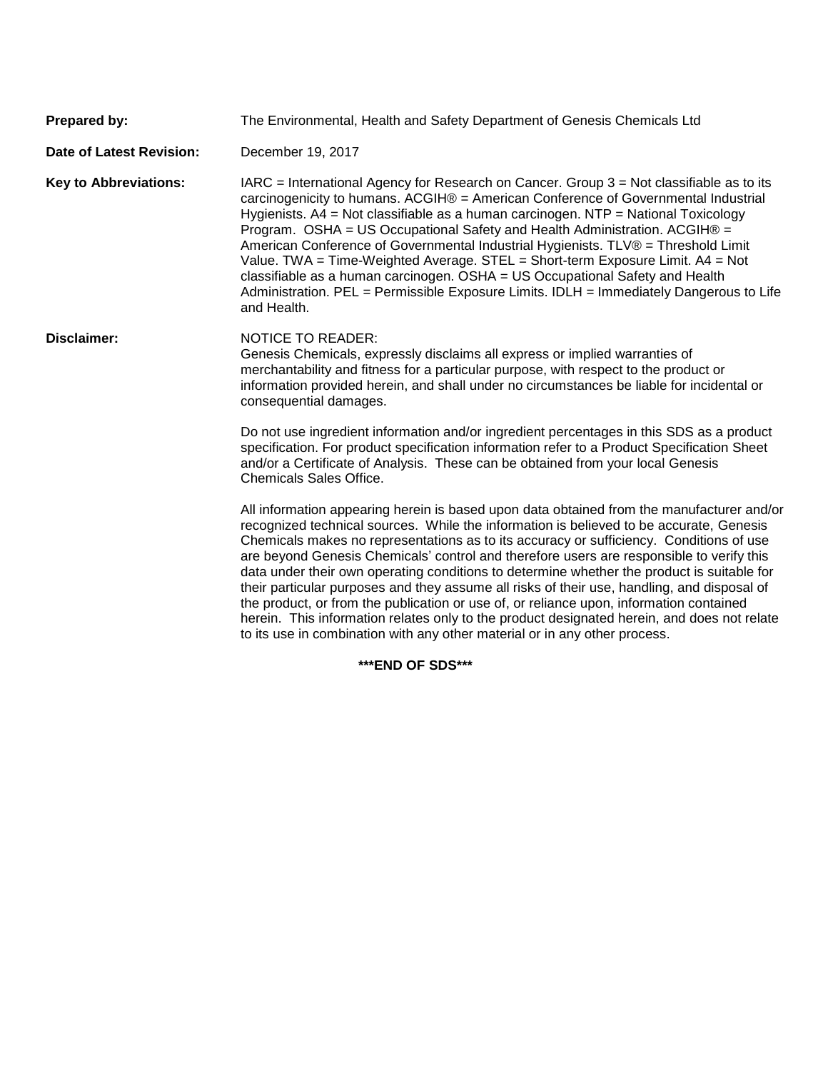**Prepared by:** The Environmental, Health and Safety Department of Genesis Chemicals Ltd

**Date of Latest Revision:** December 19, 2017

**Key to Abbreviations:** IARC = International Agency for Research on Cancer. Group 3 = Not classifiable as to its carcinogenicity to humans. ACGIH® = American Conference of Governmental Industrial Hygienists. A4 = Not classifiable as a human carcinogen. NTP = National Toxicology Program. OSHA = US Occupational Safety and Health Administration. ACGIH® = American Conference of Governmental Industrial Hygienists. TLV® = Threshold Limit Value. TWA = Time-Weighted Average. STEL = Short-term Exposure Limit. A4 = Not classifiable as a human carcinogen. OSHA = US Occupational Safety and Health Administration. PEL = Permissible Exposure Limits. IDLH = Immediately Dangerous to Life and Health.

**Disclaimer:** NOTICE TO READER:
Genesis Chemicals, expressly disclaims all express or implied warranties of merchantability and fitness for a particular purpose, with respect to the product or information provided herein, and shall under no circumstances be liable for incidental or consequential damages.

Do not use ingredient information and/or ingredient percentages in this SDS as a product specification. For product specification information refer to a Product Specification Sheet and/or a Certificate of Analysis. These can be obtained from your local Genesis Chemicals Sales Office.

All information appearing herein is based upon data obtained from the manufacturer and/or recognized technical sources. While the information is believed to be accurate, Genesis Chemicals makes no representations as to its accuracy or sufficiency. Conditions of use are beyond Genesis Chemicals' control and therefore users are responsible to verify this data under their own operating conditions to determine whether the product is suitable for their particular purposes and they assume all risks of their use, handling, and disposal of the product, or from the publication or use of, or reliance upon, information contained herein. This information relates only to the product designated herein, and does not relate to its use in combination with any other material or in any other process.

**\*\*\*END OF SDS\*\*\***